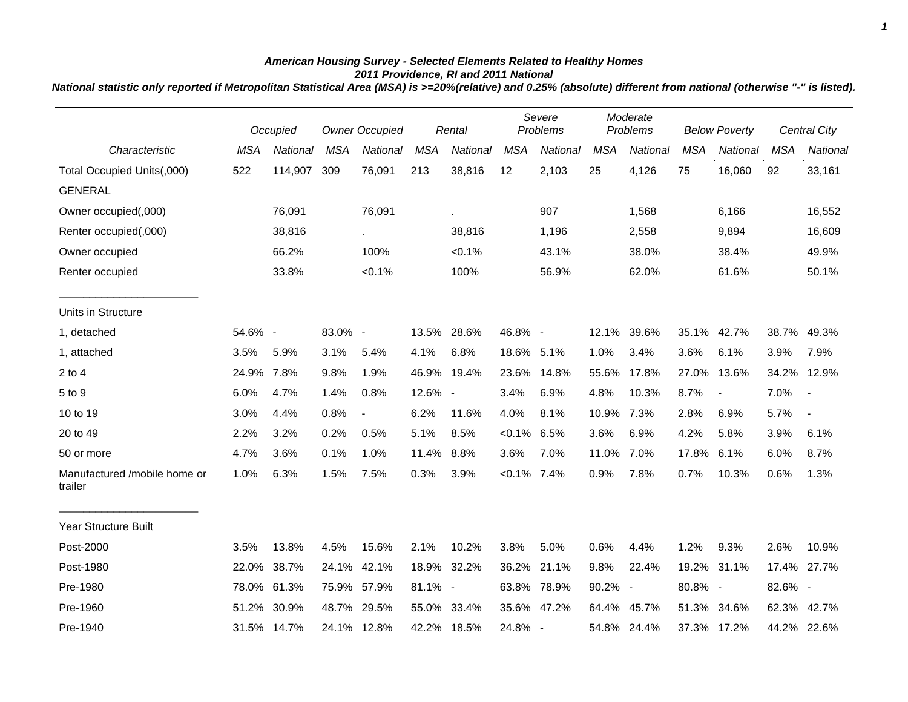***American Housing Survey - Selected Elements Related to Healthy Homes***

***2011 Providence, RI and 2011 National***

***National statistic only reported if Metropolitan Statistical Area (MSA) is >=20%(relative) and 0.25% (absolute) different from national (otherwise "-" is listed).***

| | *Occupied* | | *Owner Occupied* | | *Rental* | | *Severe Problems* | | *Moderate Problems* | | *Below Poverty* | | *Central City* | |
|---|---|---|---|---|---|---|---|---|---|---|---|---|---|---|
| *Characteristic* | *MSA* | *National* | *MSA* | *National* | *MSA* | *National* | *MSA* | *National* | *MSA* | *National* | *MSA* | *National* | *MSA* | *National* |
| Total Occupied Units(,000) | 522 | 114,907 | 309 | 76,091 | 213 | 38,816 | 12 | 2,103 | 25 | 4,126 | 75 | 16,060 | 92 | 33,161 |
| GENERAL | | | | | | | | | | | | | | |
| Owner occupied(,000) | | 76,091 | | 76,091 | | . | | 907 | | 1,568 | | 6,166 | | 16,552 |
| Renter occupied(,000) | | 38,816 | | . | | 38,816 | | 1,196 | | 2,558 | | 9,894 | | 16,609 |
| Owner occupied | | 66.2% | | 100% | | <0.1% | | 43.1% | | 38.0% | | 38.4% | | 49.9% |
| Renter occupied | | 33.8% | | <0.1% | | 100% | | 56.9% | | 62.0% | | 61.6% | | 50.1% |
| Units in Structure | | | | | | | | | | | | | | |
| 1, detached | 54.6% | - | 83.0% | - | 13.5% | 28.6% | 46.8% | - | 12.1% | 39.6% | 35.1% | 42.7% | 38.7% | 49.3% |
| 1, attached | 3.5% | 5.9% | 3.1% | 5.4% | 4.1% | 6.8% | 18.6% | 5.1% | 1.0% | 3.4% | 3.6% | 6.1% | 3.9% | 7.9% |
| 2 to 4 | 24.9% | 7.8% | 9.8% | 1.9% | 46.9% | 19.4% | 23.6% | 14.8% | 55.6% | 17.8% | 27.0% | 13.6% | 34.2% | 12.9% |
| 5 to 9 | 6.0% | 4.7% | 1.4% | 0.8% | 12.6% | - | 3.4% | 6.9% | 4.8% | 10.3% | 8.7% | - | 7.0% | - |
| 10 to 19 | 3.0% | 4.4% | 0.8% | - | 6.2% | 11.6% | 4.0% | 8.1% | 10.9% | 7.3% | 2.8% | 6.9% | 5.7% | - |
| 20 to 49 | 2.2% | 3.2% | 0.2% | 0.5% | 5.1% | 8.5% | <0.1% | 6.5% | 3.6% | 6.9% | 4.2% | 5.8% | 3.9% | 6.1% |
| 50 or more | 4.7% | 3.6% | 0.1% | 1.0% | 11.4% | 8.8% | 3.6% | 7.0% | 11.0% | 7.0% | 17.8% | 6.1% | 6.0% | 8.7% |
| Manufactured /mobile home or trailer | 1.0% | 6.3% | 1.5% | 7.5% | 0.3% | 3.9% | <0.1% | 7.4% | 0.9% | 7.8% | 0.7% | 10.3% | 0.6% | 1.3% |
| Year Structure Built | | | | | | | | | | | | | | |
| Post-2000 | 3.5% | 13.8% | 4.5% | 15.6% | 2.1% | 10.2% | 3.8% | 5.0% | 0.6% | 4.4% | 1.2% | 9.3% | 2.6% | 10.9% |
| Post-1980 | 22.0% | 38.7% | 24.1% | 42.1% | 18.9% | 32.2% | 36.2% | 21.1% | 9.8% | 22.4% | 19.2% | 31.1% | 17.4% | 27.7% |
| Pre-1980 | 78.0% | 61.3% | 75.9% | 57.9% | 81.1% | - | 63.8% | 78.9% | 90.2% | - | 80.8% | - | 82.6% | - |
| Pre-1960 | 51.2% | 30.9% | 48.7% | 29.5% | 55.0% | 33.4% | 35.6% | 47.2% | 64.4% | 45.7% | 51.3% | 34.6% | 62.3% | 42.7% |
| Pre-1940 | 31.5% | 14.7% | 24.1% | 12.8% | 42.2% | 18.5% | 24.8% | - | 54.8% | 24.4% | 37.3% | 17.2% | 44.2% | 22.6% |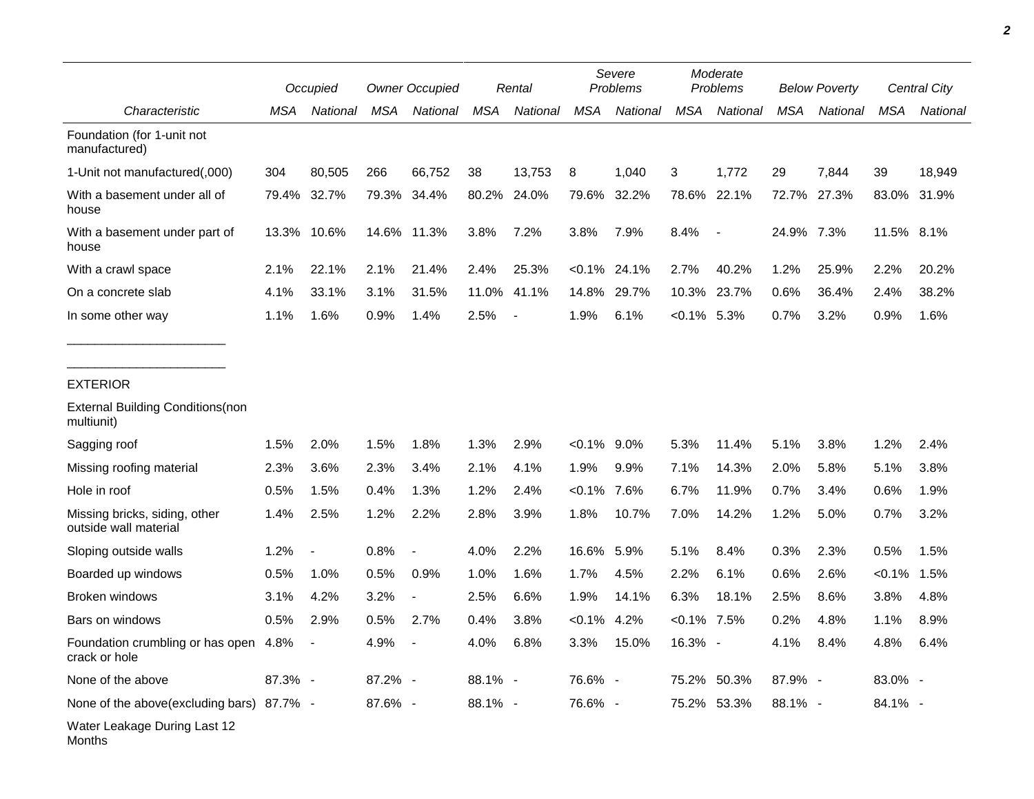| Characteristic | Occupied | | Owner Occupied | | Rental | | Severe Problems | | Moderate Problems | | Below Poverty | | Central City | |
|---|---|---|---|---|---|---|---|---|---|---|---|---|---|---|
| | MSA | National | MSA | National | MSA | National | MSA | National | MSA | National | MSA | National | MSA | National |
| Foundation (for 1-unit not manufactured) | | | | | | | | | | | | | | |
| 1-Unit not manufactured(,000) | 304 | 80,505 | 266 | 66,752 | 38 | 13,753 | 8 | 1,040 | 3 | 1,772 | 29 | 7,844 | 39 | 18,949 |
| With a basement under all of house | 79.4% | 32.7% | 79.3% | 34.4% | 80.2% | 24.0% | 79.6% | 32.2% | 78.6% | 22.1% | 72.7% | 27.3% | 83.0% | 31.9% |
| With a basement under part of house | 13.3% | 10.6% | 14.6% | 11.3% | 3.8% | 7.2% | 3.8% | 7.9% | 8.4% | - | 24.9% | 7.3% | 11.5% | 8.1% |
| With a crawl space | 2.1% | 22.1% | 2.1% | 21.4% | 2.4% | 25.3% | <0.1% | 24.1% | 2.7% | 40.2% | 1.2% | 25.9% | 2.2% | 20.2% |
| On a concrete slab | 4.1% | 33.1% | 3.1% | 31.5% | 11.0% | 41.1% | 14.8% | 29.7% | 10.3% | 23.7% | 0.6% | 36.4% | 2.4% | 38.2% |
| In some other way | 1.1% | 1.6% | 0.9% | 1.4% | 2.5% | - | 1.9% | 6.1% | <0.1% | 5.3% | 0.7% | 3.2% | 0.9% | 1.6% |
| EXTERIOR | | | | | | | | | | | | | | |
| External Building Conditions(non multiunit) | | | | | | | | | | | | | | |
| Sagging roof | 1.5% | 2.0% | 1.5% | 1.8% | 1.3% | 2.9% | <0.1% | 9.0% | 5.3% | 11.4% | 5.1% | 3.8% | 1.2% | 2.4% |
| Missing roofing material | 2.3% | 3.6% | 2.3% | 3.4% | 2.1% | 4.1% | 1.9% | 9.9% | 7.1% | 14.3% | 2.0% | 5.8% | 5.1% | 3.8% |
| Hole in roof | 0.5% | 1.5% | 0.4% | 1.3% | 1.2% | 2.4% | <0.1% | 7.6% | 6.7% | 11.9% | 0.7% | 3.4% | 0.6% | 1.9% |
| Missing bricks, siding, other outside wall material | 1.4% | 2.5% | 1.2% | 2.2% | 2.8% | 3.9% | 1.8% | 10.7% | 7.0% | 14.2% | 1.2% | 5.0% | 0.7% | 3.2% |
| Sloping outside walls | 1.2% | - | 0.8% | - | 4.0% | 2.2% | 16.6% | 5.9% | 5.1% | 8.4% | 0.3% | 2.3% | 0.5% | 1.5% |
| Boarded up windows | 0.5% | 1.0% | 0.5% | 0.9% | 1.0% | 1.6% | 1.7% | 4.5% | 2.2% | 6.1% | 0.6% | 2.6% | <0.1% | 1.5% |
| Broken windows | 3.1% | 4.2% | 3.2% | - | 2.5% | 6.6% | 1.9% | 14.1% | 6.3% | 18.1% | 2.5% | 8.6% | 3.8% | 4.8% |
| Bars on windows | 0.5% | 2.9% | 0.5% | 2.7% | 0.4% | 3.8% | <0.1% | 4.2% | <0.1% | 7.5% | 0.2% | 4.8% | 1.1% | 8.9% |
| Foundation crumbling or has open crack or hole | 4.8% | - | 4.9% | - | 4.0% | 6.8% | 3.3% | 15.0% | 16.3% | - | 4.1% | 8.4% | 4.8% | 6.4% |
| None of the above | 87.3% | - | 87.2% | - | 88.1% | - | 76.6% | - | 75.2% | 50.3% | 87.9% | - | 83.0% | - |
| None of the above(excluding bars) | 87.7% | - | 87.6% | - | 88.1% | - | 76.6% | - | 75.2% | 53.3% | 88.1% | - | 84.1% | - |
| Water Leakage During Last 12 Months | | | | | | | | | | | | | | |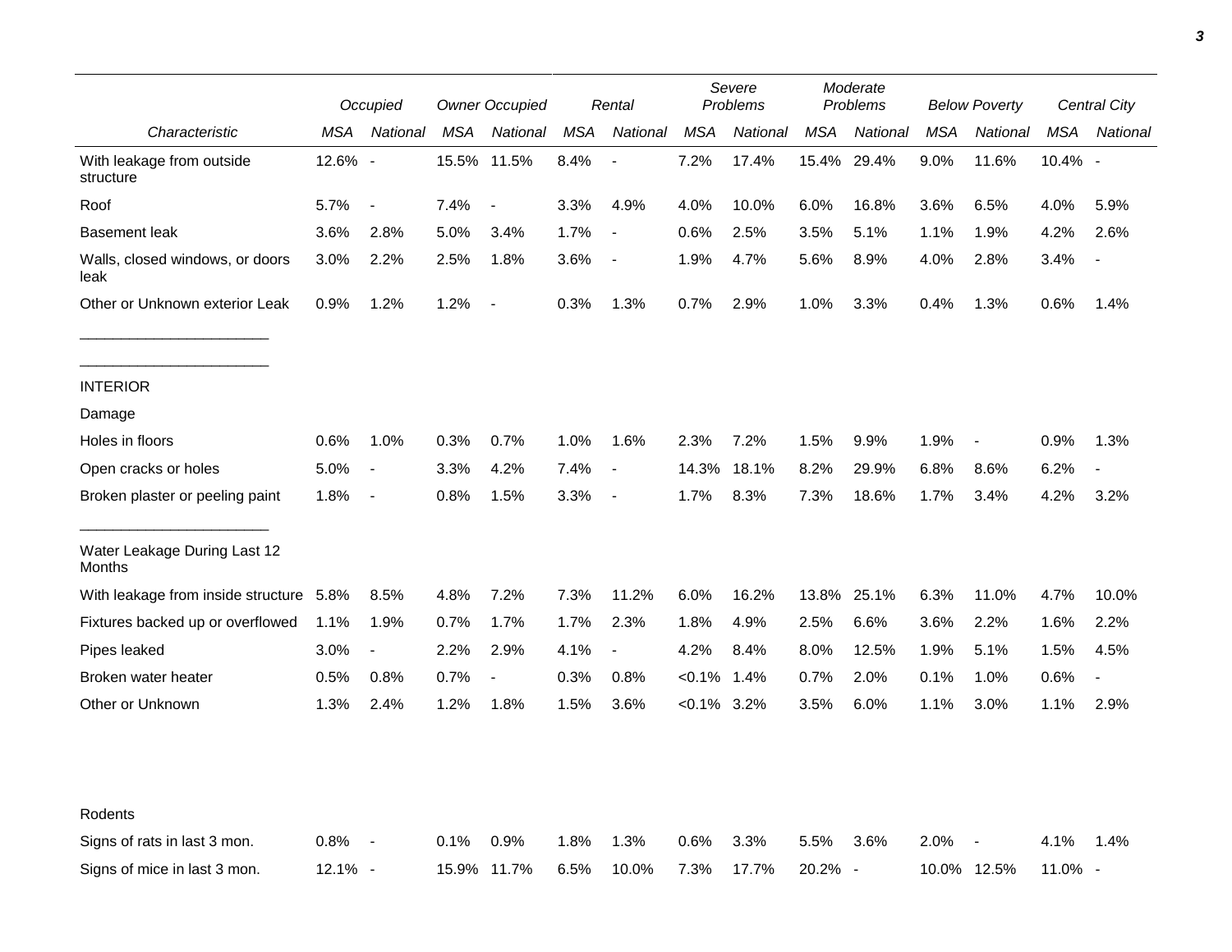| Characteristic | Occupied | | Owner Occupied | | Rental | | Severe Problems | | Moderate Problems | | Below Poverty | | Central City | |
|---|---|---|---|---|---|---|---|---|---|---|---|---|---|---|
| | MSA | National | MSA | National | MSA | National | MSA | National | MSA | National | MSA | National | MSA | National |
| With leakage from outside structure | 12.6% | - | 15.5% | 11.5% | 8.4% | - | 7.2% | 17.4% | 15.4% | 29.4% | 9.0% | 11.6% | 10.4% | - |
| Roof | 5.7% | - | 7.4% | - | 3.3% | 4.9% | 4.0% | 10.0% | 6.0% | 16.8% | 3.6% | 6.5% | 4.0% | 5.9% |
| Basement leak | 3.6% | 2.8% | 5.0% | 3.4% | 1.7% | - | 0.6% | 2.5% | 3.5% | 5.1% | 1.1% | 1.9% | 4.2% | 2.6% |
| Walls, closed windows, or doors leak | 3.0% | 2.2% | 2.5% | 1.8% | 3.6% | - | 1.9% | 4.7% | 5.6% | 8.9% | 4.0% | 2.8% | 3.4% | - |
| Other or Unknown exterior Leak | 0.9% | 1.2% | 1.2% | - | 0.3% | 1.3% | 0.7% | 2.9% | 1.0% | 3.3% | 0.4% | 1.3% | 0.6% | 1.4% |
| INTERIOR | | | | | | | | | | | | | | |
| Damage | | | | | | | | | | | | | | |
| Holes in floors | 0.6% | 1.0% | 0.3% | 0.7% | 1.0% | 1.6% | 2.3% | 7.2% | 1.5% | 9.9% | 1.9% | - | 0.9% | 1.3% |
| Open cracks or holes | 5.0% | - | 3.3% | 4.2% | 7.4% | - | 14.3% | 18.1% | 8.2% | 29.9% | 6.8% | 8.6% | 6.2% | - |
| Broken plaster or peeling paint | 1.8% | - | 0.8% | 1.5% | 3.3% | - | 1.7% | 8.3% | 7.3% | 18.6% | 1.7% | 3.4% | 4.2% | 3.2% |
| Water Leakage During Last 12 Months | | | | | | | | | | | | | | |
| With leakage from inside structure | 5.8% | 8.5% | 4.8% | 7.2% | 7.3% | 11.2% | 6.0% | 16.2% | 13.8% | 25.1% | 6.3% | 11.0% | 4.7% | 10.0% |
| Fixtures backed up or overflowed | 1.1% | 1.9% | 0.7% | 1.7% | 1.7% | 2.3% | 1.8% | 4.9% | 2.5% | 6.6% | 3.6% | 2.2% | 1.6% | 2.2% |
| Pipes leaked | 3.0% | - | 2.2% | 2.9% | 4.1% | - | 4.2% | 8.4% | 8.0% | 12.5% | 1.9% | 5.1% | 1.5% | 4.5% |
| Broken water heater | 0.5% | 0.8% | 0.7% | - | 0.3% | 0.8% | <0.1% | 1.4% | 0.7% | 2.0% | 0.1% | 1.0% | 0.6% | - |
| Other or Unknown | 1.3% | 2.4% | 1.2% | 1.8% | 1.5% | 3.6% | <0.1% | 3.2% | 3.5% | 6.0% | 1.1% | 3.0% | 1.1% | 2.9% |
| Rodents | | | | | | | | | | | | | | |
| Signs of rats in last 3 mon. | 0.8% | - | 0.1% | 0.9% | 1.8% | 1.3% | 0.6% | 3.3% | 5.5% | 3.6% | 2.0% | - | 4.1% | 1.4% |
| Signs of mice in last 3 mon. | 12.1% | - | 15.9% | 11.7% | 6.5% | 10.0% | 7.3% | 17.7% | 20.2% | - | 10.0% | 12.5% | 11.0% | - |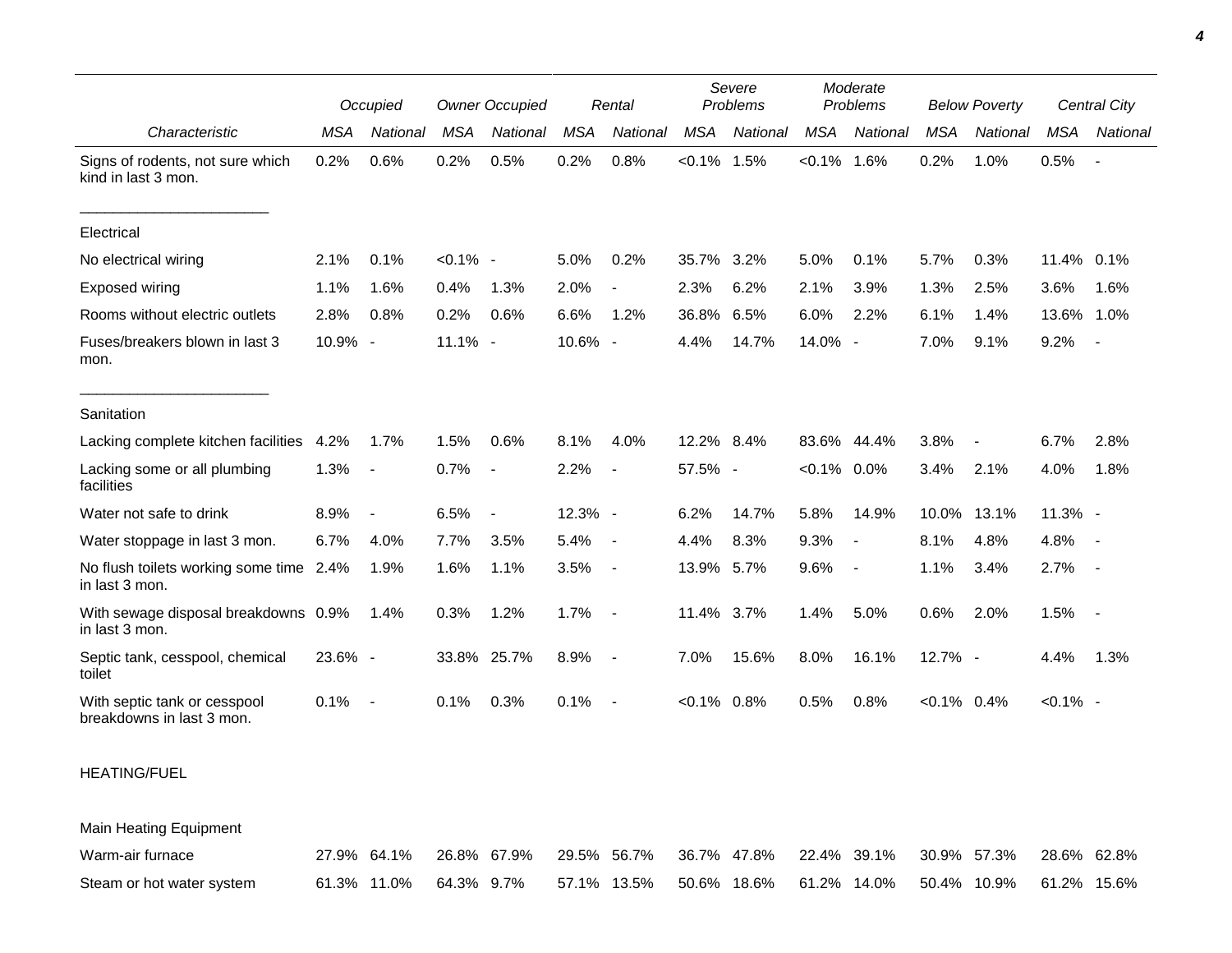| Characteristic | Occupied | | Owner Occupied | | Rental | | Severe Problems | | Moderate Problems | | Below Poverty | | Central City | |
|---|---|---|---|---|---|---|---|---|---|---|---|---|---|---|
| | MSA | National | MSA | National | MSA | National | MSA | National | MSA | National | MSA | National | MSA | National |
| Signs of rodents, not sure which kind in last 3 mon. | 0.2% | 0.6% | 0.2% | 0.5% | 0.2% | 0.8% | <0.1% | 1.5% | <0.1% | 1.6% | 0.2% | 1.0% | 0.5% | - |
| Electrical | | | | | | | | | | | | | | |
| No electrical wiring | 2.1% | 0.1% | <0.1% | - | 5.0% | 0.2% | 35.7% | 3.2% | 5.0% | 0.1% | 5.7% | 0.3% | 11.4% | 0.1% |
| Exposed wiring | 1.1% | 1.6% | 0.4% | 1.3% | 2.0% | - | 2.3% | 6.2% | 2.1% | 3.9% | 1.3% | 2.5% | 3.6% | 1.6% |
| Rooms without electric outlets | 2.8% | 0.8% | 0.2% | 0.6% | 6.6% | 1.2% | 36.8% | 6.5% | 6.0% | 2.2% | 6.1% | 1.4% | 13.6% | 1.0% |
| Fuses/breakers blown in last 3 mon. | 10.9% | - | 11.1% | - | 10.6% | - | 4.4% | 14.7% | 14.0% | - | 7.0% | 9.1% | 9.2% | - |
| Sanitation | | | | | | | | | | | | | | |
| Lacking complete kitchen facilities | 4.2% | 1.7% | 1.5% | 0.6% | 8.1% | 4.0% | 12.2% | 8.4% | 83.6% | 44.4% | 3.8% | - | 6.7% | 2.8% |
| Lacking some or all plumbing facilities | 1.3% | - | 0.7% | - | 2.2% | - | 57.5% | - | <0.1% | 0.0% | 3.4% | 2.1% | 4.0% | 1.8% |
| Water not safe to drink | 8.9% | - | 6.5% | - | 12.3% | - | 6.2% | 14.7% | 5.8% | 14.9% | 10.0% | 13.1% | 11.3% | - |
| Water stoppage in last 3 mon. | 6.7% | 4.0% | 7.7% | 3.5% | 5.4% | - | 4.4% | 8.3% | 9.3% | - | 8.1% | 4.8% | 4.8% | - |
| No flush toilets working some time in last 3 mon. | 2.4% | 1.9% | 1.6% | 1.1% | 3.5% | - | 13.9% | 5.7% | 9.6% | - | 1.1% | 3.4% | 2.7% | - |
| With sewage disposal breakdowns in last 3 mon. | 0.9% | 1.4% | 0.3% | 1.2% | 1.7% | - | 11.4% | 3.7% | 1.4% | 5.0% | 0.6% | 2.0% | 1.5% | - |
| Septic tank, cesspool, chemical toilet | 23.6% | - | 33.8% | 25.7% | 8.9% | - | 7.0% | 15.6% | 8.0% | 16.1% | 12.7% | - | 4.4% | 1.3% |
| With septic tank or cesspool breakdowns in last 3 mon. | 0.1% | - | 0.1% | 0.3% | 0.1% | - | <0.1% | 0.8% | 0.5% | 0.8% | <0.1% | 0.4% | <0.1% | - |
| HEATING/FUEL | | | | | | | | | | | | | | |
| Main Heating Equipment | | | | | | | | | | | | | | |
| Warm-air furnace | 27.9% | 64.1% | 26.8% | 67.9% | 29.5% | 56.7% | 36.7% | 47.8% | 22.4% | 39.1% | 30.9% | 57.3% | 28.6% | 62.8% |
| Steam or hot water system | 61.3% | 11.0% | 64.3% | 9.7% | 57.1% | 13.5% | 50.6% | 18.6% | 61.2% | 14.0% | 50.4% | 10.9% | 61.2% | 15.6% |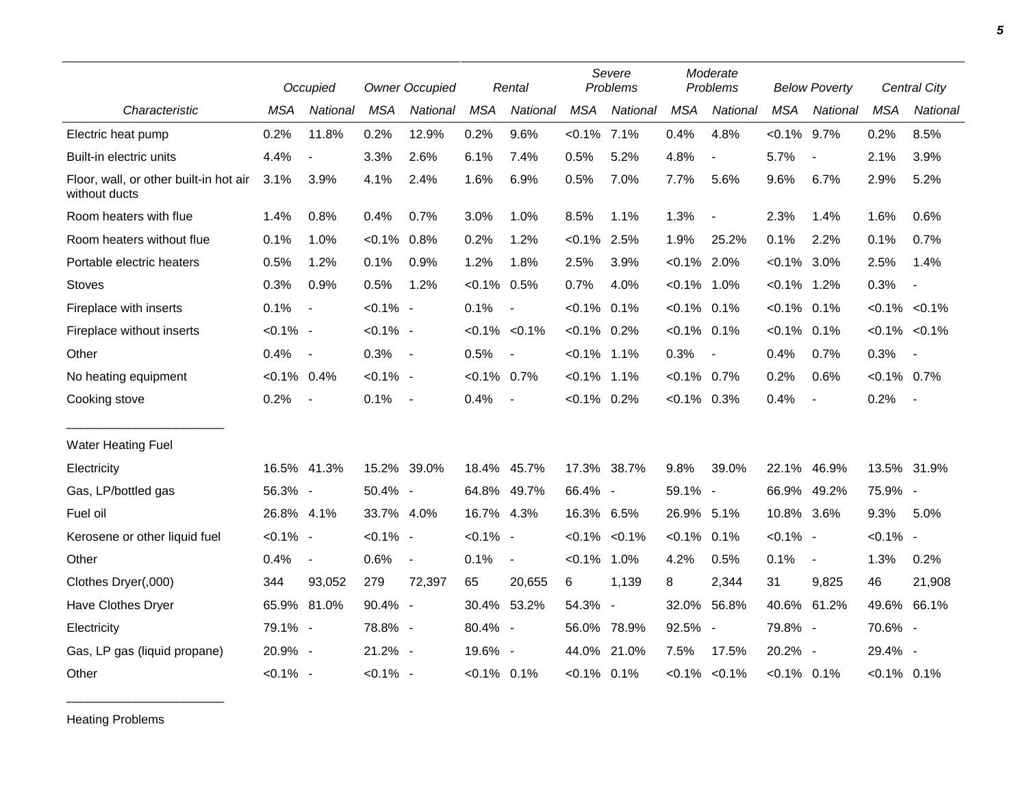| Characteristic | Occupied | | Owner Occupied | | Rental | | Severe Problems | | Moderate Problems | | Below Poverty | | Central City | |
|---|---|---|---|---|---|---|---|---|---|---|---|---|---|---|
| | MSA | National | MSA | National | MSA | National | MSA | National | MSA | National | MSA | National | MSA | National |
| Electric heat pump | 0.2% | 11.8% | 0.2% | 12.9% | 0.2% | 9.6% | <0.1% | 7.1% | 0.4% | 4.8% | <0.1% | 9.7% | 0.2% | 8.5% |
| Built-in electric units | 4.4% | - | 3.3% | 2.6% | 6.1% | 7.4% | 0.5% | 5.2% | 4.8% | - | 5.7% | - | 2.1% | 3.9% |
| Floor, wall, or other built-in hot air without ducts | 3.1% | 3.9% | 4.1% | 2.4% | 1.6% | 6.9% | 0.5% | 7.0% | 7.7% | 5.6% | 9.6% | 6.7% | 2.9% | 5.2% |
| Room heaters with flue | 1.4% | 0.8% | 0.4% | 0.7% | 3.0% | 1.0% | 8.5% | 1.1% | 1.3% | - | 2.3% | 1.4% | 1.6% | 0.6% |
| Room heaters without flue | 0.1% | 1.0% | <0.1% | 0.8% | 0.2% | 1.2% | <0.1% | 2.5% | 1.9% | 25.2% | 0.1% | 2.2% | 0.1% | 0.7% |
| Portable electric heaters | 0.5% | 1.2% | 0.1% | 0.9% | 1.2% | 1.8% | 2.5% | 3.9% | <0.1% | 2.0% | <0.1% | 3.0% | 2.5% | 1.4% |
| Stoves | 0.3% | 0.9% | 0.5% | 1.2% | <0.1% | 0.5% | 0.7% | 4.0% | <0.1% | 1.0% | <0.1% | 1.2% | 0.3% | - |
| Fireplace with inserts | 0.1% | - | <0.1% | - | 0.1% | - | <0.1% | 0.1% | <0.1% | 0.1% | <0.1% | 0.1% | <0.1% | <0.1% |
| Fireplace without inserts | <0.1% | - | <0.1% | - | <0.1% | <0.1% | <0.1% | 0.2% | <0.1% | 0.1% | <0.1% | 0.1% | <0.1% | <0.1% |
| Other | 0.4% | - | 0.3% | - | 0.5% | - | <0.1% | 1.1% | 0.3% | - | 0.4% | 0.7% | 0.3% | - |
| No heating equipment | <0.1% | 0.4% | <0.1% | - | <0.1% | 0.7% | <0.1% | 1.1% | <0.1% | 0.7% | 0.2% | 0.6% | <0.1% | 0.7% |
| Cooking stove | 0.2% | - | 0.1% | - | 0.4% | - | <0.1% | 0.2% | <0.1% | 0.3% | 0.4% | - | 0.2% | - |
| Water Heating Fuel | | | | | | | | | | | | | | |
| Electricity | 16.5% | 41.3% | 15.2% | 39.0% | 18.4% | 45.7% | 17.3% | 38.7% | 9.8% | 39.0% | 22.1% | 46.9% | 13.5% | 31.9% |
| Gas, LP/bottled gas | 56.3% | - | 50.4% | - | 64.8% | 49.7% | 66.4% | - | 59.1% | - | 66.9% | 49.2% | 75.9% | - |
| Fuel oil | 26.8% | 4.1% | 33.7% | 4.0% | 16.7% | 4.3% | 16.3% | 6.5% | 26.9% | 5.1% | 10.8% | 3.6% | 9.3% | 5.0% |
| Kerosene or other liquid fuel | <0.1% | - | <0.1% | - | <0.1% | - | <0.1% | <0.1% | <0.1% | 0.1% | <0.1% | - | <0.1% | - |
| Other | 0.4% | - | 0.6% | - | 0.1% | - | <0.1% | 1.0% | 4.2% | 0.5% | 0.1% | - | 1.3% | 0.2% |
| Clothes Dryer(,000) | 344 | 93,052 | 279 | 72,397 | 65 | 20,655 | 6 | 1,139 | 8 | 2,344 | 31 | 9,825 | 46 | 21,908 |
| Have Clothes Dryer | 65.9% | 81.0% | 90.4% | - | 30.4% | 53.2% | 54.3% | - | 32.0% | 56.8% | 40.6% | 61.2% | 49.6% | 66.1% |
| Electricity | 79.1% | - | 78.8% | - | 80.4% | - | 56.0% | 78.9% | 92.5% | - | 79.8% | - | 70.6% | - |
| Gas, LP gas (liquid propane) | 20.9% | - | 21.2% | - | 19.6% | - | 44.0% | 21.0% | 7.5% | 17.5% | 20.2% | - | 29.4% | - |
| Other | <0.1% | - | <0.1% | - | <0.1% | 0.1% | <0.1% | 0.1% | <0.1% | <0.1% | <0.1% | 0.1% | <0.1% | 0.1% |

Heating Problems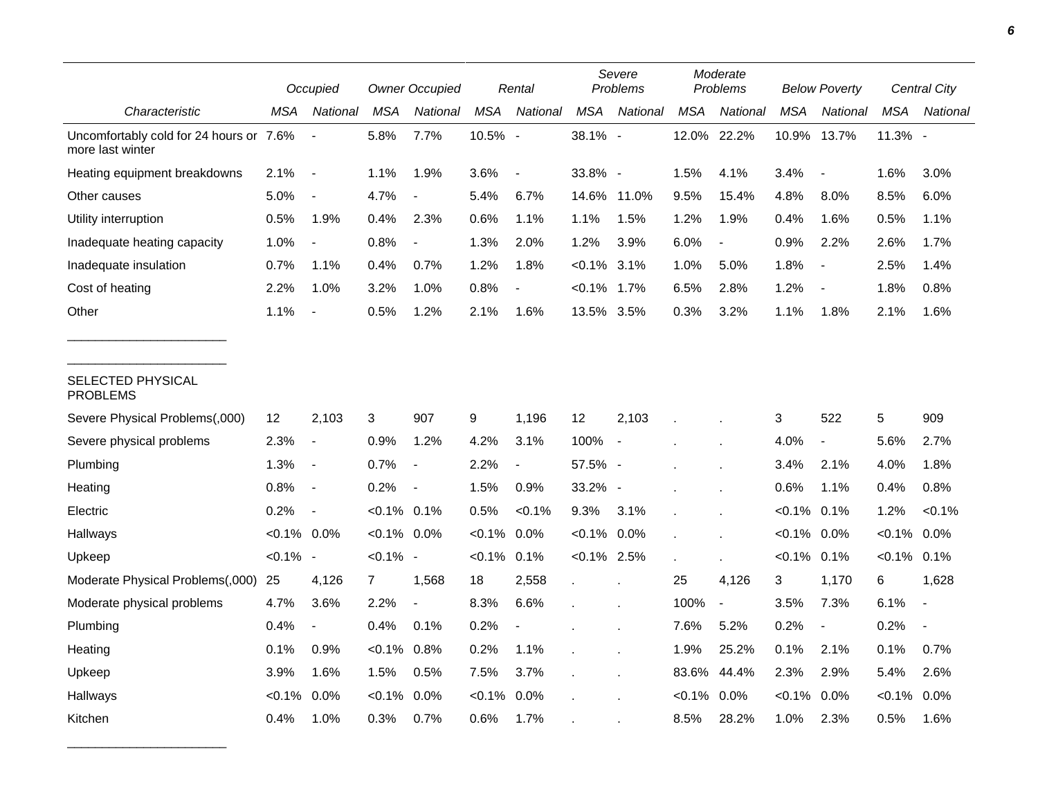| Characteristic | Occupied | | Owner Occupied | | Rental | | Severe Problems | | Moderate Problems | | Below Poverty | | Central City | |
|---|---|---|---|---|---|---|---|---|---|---|---|---|---|---|
| | MSA | National | MSA | National | MSA | National | MSA | National | MSA | National | MSA | National | MSA | National |
| Uncomfortably cold for 24 hours or more last winter | 7.6% | - | 5.8% | 7.7% | 10.5% | - | 38.1% | - | 12.0% | 22.2% | 10.9% | 13.7% | 11.3% | - |
| Heating equipment breakdowns | 2.1% | - | 1.1% | 1.9% | 3.6% | - | 33.8% | - | 1.5% | 4.1% | 3.4% | - | 1.6% | 3.0% |
| Other causes | 5.0% | - | 4.7% | - | 5.4% | 6.7% | 14.6% | 11.0% | 9.5% | 15.4% | 4.8% | 8.0% | 8.5% | 6.0% |
| Utility interruption | 0.5% | 1.9% | 0.4% | 2.3% | 0.6% | 1.1% | 1.1% | 1.5% | 1.2% | 1.9% | 0.4% | 1.6% | 0.5% | 1.1% |
| Inadequate heating capacity | 1.0% | - | 0.8% | - | 1.3% | 2.0% | 1.2% | 3.9% | 6.0% | - | 0.9% | 2.2% | 2.6% | 1.7% |
| Inadequate insulation | 0.7% | 1.1% | 0.4% | 0.7% | 1.2% | 1.8% | <0.1% | 3.1% | 1.0% | 5.0% | 1.8% | - | 2.5% | 1.4% |
| Cost of heating | 2.2% | 1.0% | 3.2% | 1.0% | 0.8% | - | <0.1% | 1.7% | 6.5% | 2.8% | 1.2% | - | 1.8% | 0.8% |
| Other | 1.1% | - | 0.5% | 1.2% | 2.1% | 1.6% | 13.5% | 3.5% | 0.3% | 3.2% | 1.1% | 1.8% | 2.1% | 1.6% |
| SELECTED PHYSICAL PROBLEMS | | | | | | | | | | | | | | |
| Severe Physical Problems(,000) | 12 | 2,103 | 3 | 907 | 9 | 1,196 | 12 | 2,103 | . | . | 3 | 522 | 5 | 909 |
| Severe physical problems | 2.3% | - | 0.9% | 1.2% | 4.2% | 3.1% | 100% | - | . | . | 4.0% | - | 5.6% | 2.7% |
| Plumbing | 1.3% | - | 0.7% | - | 2.2% | - | 57.5% | - | . | . | 3.4% | 2.1% | 4.0% | 1.8% |
| Heating | 0.8% | - | 0.2% | - | 1.5% | 0.9% | 33.2% | - | . | . | 0.6% | 1.1% | 0.4% | 0.8% |
| Electric | 0.2% | - | <0.1% | 0.1% | 0.5% | <0.1% | 9.3% | 3.1% | . | . | <0.1% | 0.1% | 1.2% | <0.1% |
| Hallways | <0.1% | 0.0% | <0.1% | 0.0% | <0.1% | 0.0% | <0.1% | 0.0% | . | . | <0.1% | 0.0% | <0.1% | 0.0% |
| Upkeep | <0.1% | - | <0.1% | - | <0.1% | 0.1% | <0.1% | 2.5% | . | . | <0.1% | 0.1% | <0.1% | 0.1% |
| Moderate Physical Problems(,000) | 25 | 4,126 | 7 | 1,568 | 18 | 2,558 | . | . | 25 | 4,126 | 3 | 1,170 | 6 | 1,628 |
| Moderate physical problems | 4.7% | 3.6% | 2.2% | - | 8.3% | 6.6% | . | . | 100% | - | 3.5% | 7.3% | 6.1% | - |
| Plumbing | 0.4% | - | 0.4% | 0.1% | 0.2% | - | . | . | 7.6% | 5.2% | 0.2% | - | 0.2% | - |
| Heating | 0.1% | 0.9% | <0.1% | 0.8% | 0.2% | 1.1% | . | . | 1.9% | 25.2% | 0.1% | 2.1% | 0.1% | 0.7% |
| Upkeep | 3.9% | 1.6% | 1.5% | 0.5% | 7.5% | 3.7% | . | . | 83.6% | 44.4% | 2.3% | 2.9% | 5.4% | 2.6% |
| Hallways | <0.1% | 0.0% | <0.1% | 0.0% | <0.1% | 0.0% | . | . | <0.1% | 0.0% | <0.1% | 0.0% | <0.1% | 0.0% |
| Kitchen | 0.4% | 1.0% | 0.3% | 0.7% | 0.6% | 1.7% | . | . | 8.5% | 28.2% | 1.0% | 2.3% | 0.5% | 1.6% |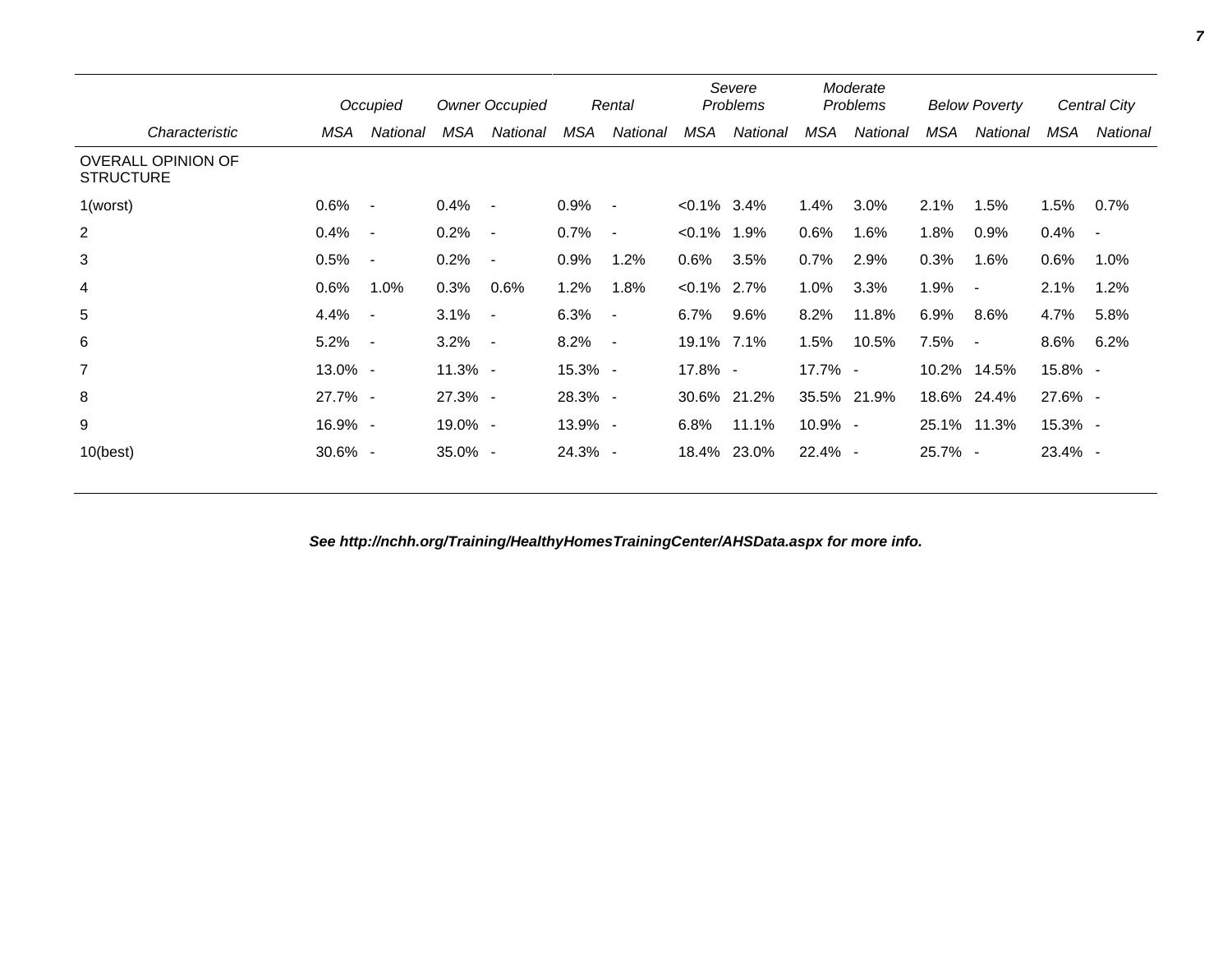| | Occupied | | Owner Occupied | | Rental | | Severe Problems | | Moderate Problems | | Below Poverty | | Central City | |
|---|---|---|---|---|---|---|---|---|---|---|---|---|---|---|
| Characteristic | MSA | National | MSA | National | MSA | National | MSA | National | MSA | National | MSA | National | MSA | National |
| OVERALL OPINION OF STRUCTURE | | | | | | | | | | | | | | |
| 1(worst) | 0.6% | - | 0.4% | - | 0.9% | - | <0.1% | 3.4% | 1.4% | 3.0% | 2.1% | 1.5% | 1.5% | 0.7% |
| 2 | 0.4% | - | 0.2% | - | 0.7% | - | <0.1% | 1.9% | 0.6% | 1.6% | 1.8% | 0.9% | 0.4% | - |
| 3 | 0.5% | - | 0.2% | - | 0.9% | 1.2% | 0.6% | 3.5% | 0.7% | 2.9% | 0.3% | 1.6% | 0.6% | 1.0% |
| 4 | 0.6% | 1.0% | 0.3% | 0.6% | 1.2% | 1.8% | <0.1% | 2.7% | 1.0% | 3.3% | 1.9% | - | 2.1% | 1.2% |
| 5 | 4.4% | - | 3.1% | - | 6.3% | - | 6.7% | 9.6% | 8.2% | 11.8% | 6.9% | 8.6% | 4.7% | 5.8% |
| 6 | 5.2% | - | 3.2% | - | 8.2% | - | 19.1% | 7.1% | 1.5% | 10.5% | 7.5% | - | 8.6% | 6.2% |
| 7 | 13.0% | - | 11.3% | - | 15.3% | - | 17.8% | - | 17.7% | - | 10.2% | 14.5% | 15.8% | - |
| 8 | 27.7% | - | 27.3% | - | 28.3% | - | 30.6% | 21.2% | 35.5% | 21.9% | 18.6% | 24.4% | 27.6% | - |
| 9 | 16.9% | - | 19.0% | - | 13.9% | - | 6.8% | 11.1% | 10.9% | - | 25.1% | 11.3% | 15.3% | - |
| 10(best) | 30.6% | - | 35.0% | - | 24.3% | - | 18.4% | 23.0% | 22.4% | - | 25.7% | - | 23.4% | - |

***See http://nchh.org/Training/HealthyHomesTrainingCenter/AHSData.aspx for more info.***